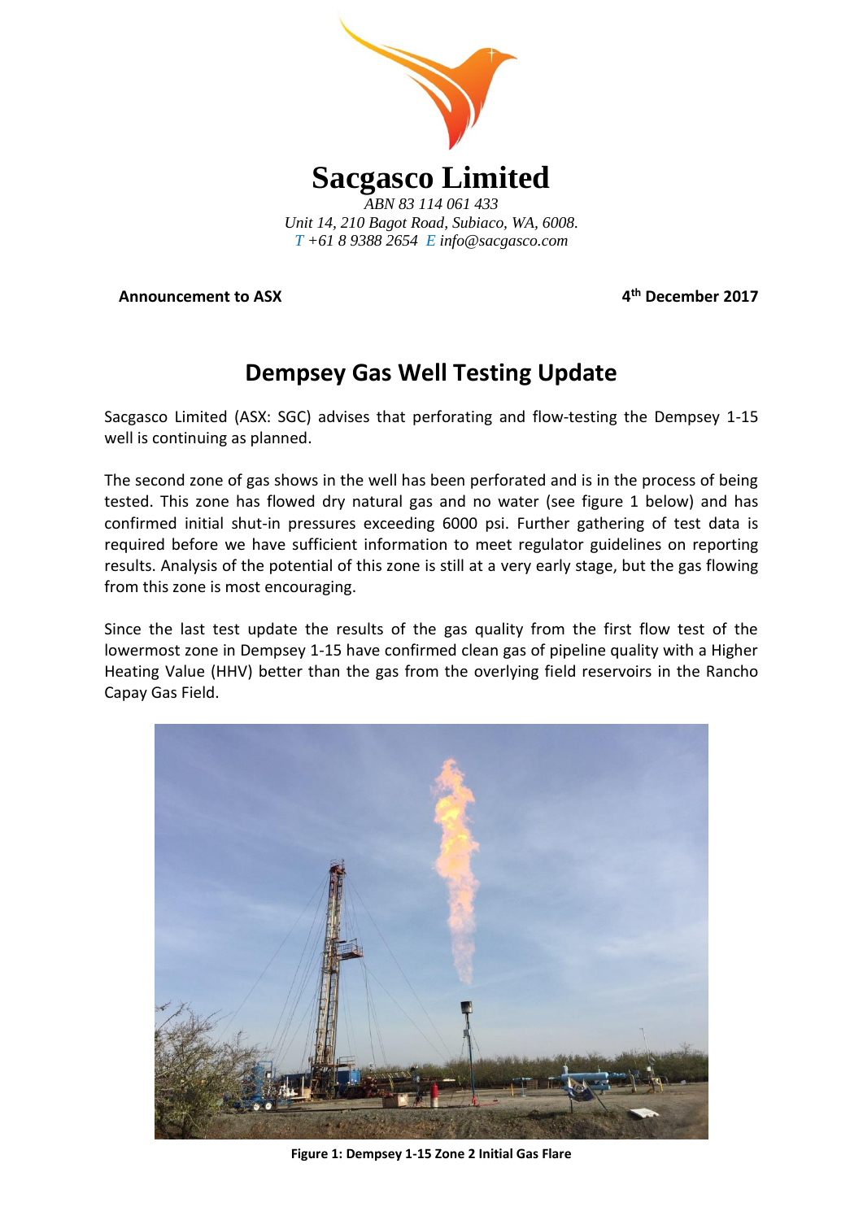# Sacgasco Limited

*ABN 83 114 061 433*
*Unit 14, 210 Bagot Road, Subiaco, WA, 6008.*
*T +61 8 9388 2654 E info@sacgasco.com*

**Announcement to ASX** **4th December 2017**

## Dempsey Gas Well Testing Update

Sacgasco Limited (ASX: SGC) advises that perforating and flow-testing the Dempsey 1-15 well is continuing as planned.

The second zone of gas shows in the well has been perforated and is in the process of being tested. This zone has flowed dry natural gas and no water (see figure 1 below) and has confirmed initial shut-in pressures exceeding 6000 psi. Further gathering of test data is required before we have sufficient information to meet regulator guidelines on reporting results. Analysis of the potential of this zone is still at a very early stage, but the gas flowing from this zone is most encouraging.

Since the last test update the results of the gas quality from the first flow test of the lowermost zone in Dempsey 1-15 have confirmed clean gas of pipeline quality with a Higher Heating Value (HHV) better than the gas from the overlying field reservoirs in the Rancho Capay Gas Field.

**Figure 1: Dempsey 1-15 Zone 2 Initial Gas Flare**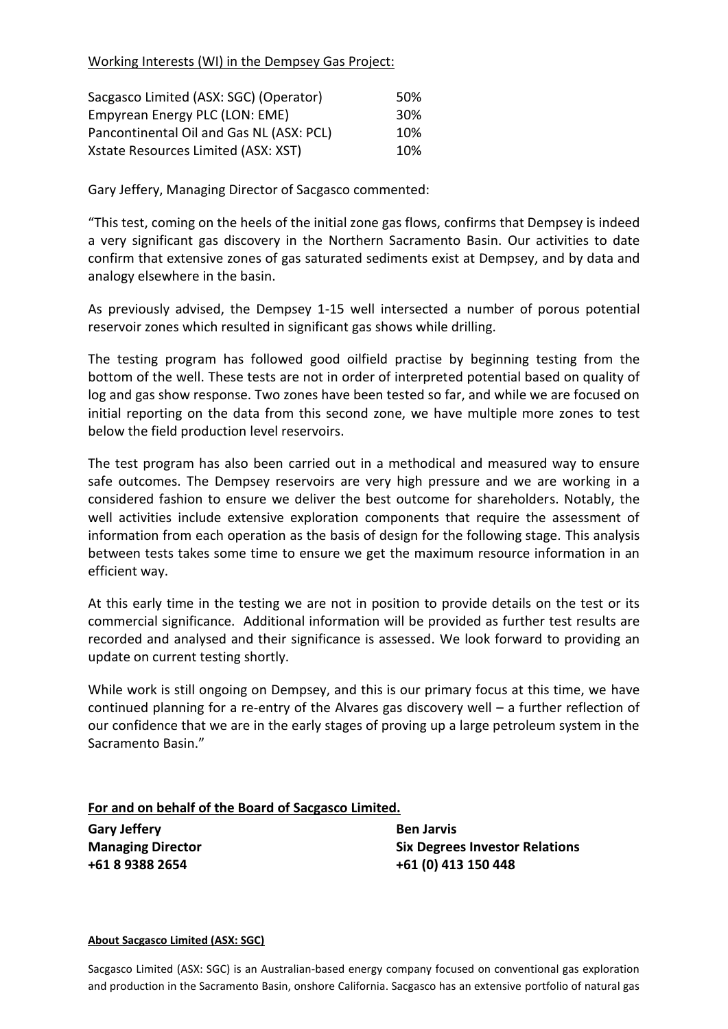Working Interests (WI) in the Dempsey Gas Project:

| | |
|---|---|
| Sacgasco Limited (ASX: SGC) (Operator) | 50% |
| Empyrean Energy PLC (LON: EME) | 30% |
| Pancontinental Oil and Gas NL (ASX: PCL) | 10% |
| Xstate Resources Limited (ASX: XST) | 10% |

Gary Jeffery, Managing Director of Sacgasco commented:

"This test, coming on the heels of the initial zone gas flows, confirms that Dempsey is indeed a very significant gas discovery in the Northern Sacramento Basin. Our activities to date confirm that extensive zones of gas saturated sediments exist at Dempsey, and by data and analogy elsewhere in the basin.

As previously advised, the Dempsey 1-15 well intersected a number of porous potential reservoir zones which resulted in significant gas shows while drilling.

The testing program has followed good oilfield practise by beginning testing from the bottom of the well. These tests are not in order of interpreted potential based on quality of log and gas show response. Two zones have been tested so far, and while we are focused on initial reporting on the data from this second zone, we have multiple more zones to test below the field production level reservoirs.

The test program has also been carried out in a methodical and measured way to ensure safe outcomes. The Dempsey reservoirs are very high pressure and we are working in a considered fashion to ensure we deliver the best outcome for shareholders. Notably, the well activities include extensive exploration components that require the assessment of information from each operation as the basis of design for the following stage. This analysis between tests takes some time to ensure we get the maximum resource information in an efficient way.

At this early time in the testing we are not in position to provide details on the test or its commercial significance. Additional information will be provided as further test results are recorded and analysed and their significance is assessed. We look forward to providing an update on current testing shortly.

While work is still ongoing on Dempsey, and this is our primary focus at this time, we have continued planning for a re-entry of the Alvares gas discovery well – a further reflection of our confidence that we are in the early stages of proving up a large petroleum system in the Sacramento Basin."

**For and on behalf of the Board of Sacgasco Limited.**

**Gary Jeffery**
**Managing Director**
**+61 8 9388 2654**

**Ben Jarvis**
**Six Degrees Investor Relations**
**+61 (0) 413 150 448**

**About Sacgasco Limited (ASX: SGC)**

Sacgasco Limited (ASX: SGC) is an Australian-based energy company focused on conventional gas exploration and production in the Sacramento Basin, onshore California. Sacgasco has an extensive portfolio of natural gas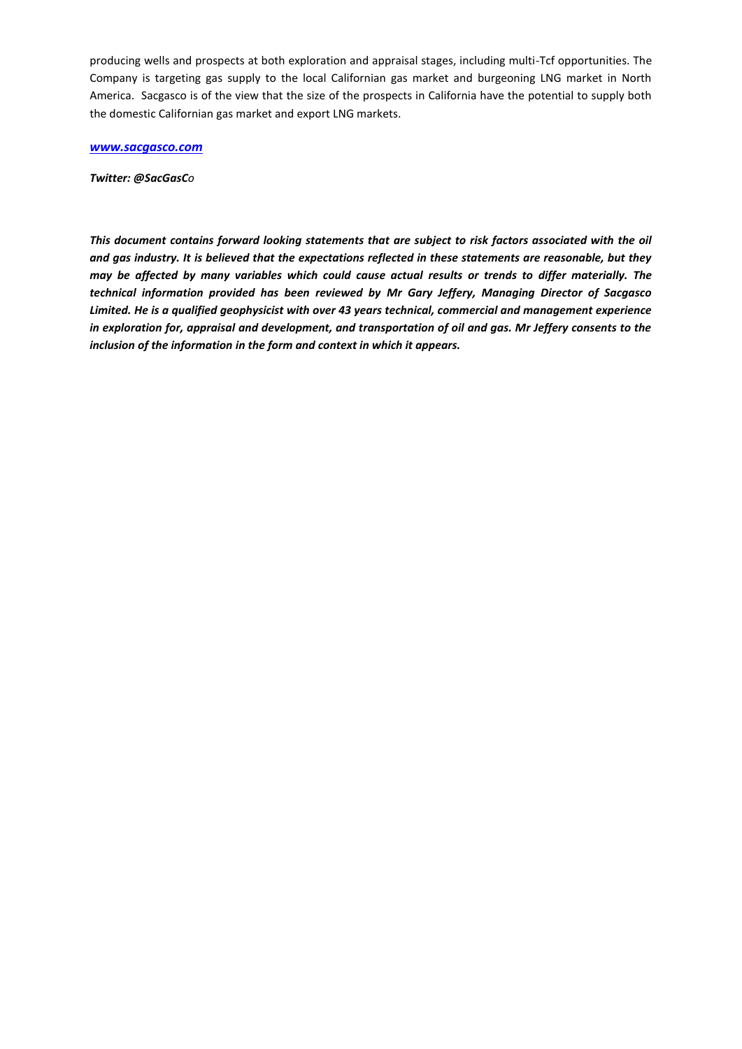producing wells and prospects at both exploration and appraisal stages, including multi-Tcf opportunities. The Company is targeting gas supply to the local Californian gas market and burgeoning LNG market in North America. Sacgasco is of the view that the size of the prospects in California have the potential to supply both the domestic Californian gas market and export LNG markets.

***www.sacgasco.com***

***Twitter: @SacGasCo***

***This document contains forward looking statements that are subject to risk factors associated with the oil and gas industry. It is believed that the expectations reflected in these statements are reasonable, but they may be affected by many variables which could cause actual results or trends to differ materially. The technical information provided has been reviewed by Mr Gary Jeffery, Managing Director of Sacgasco Limited. He is a qualified geophysicist with over 43 years technical, commercial and management experience in exploration for, appraisal and development, and transportation of oil and gas. Mr Jeffery consents to the inclusion of the information in the form and context in which it appears.***